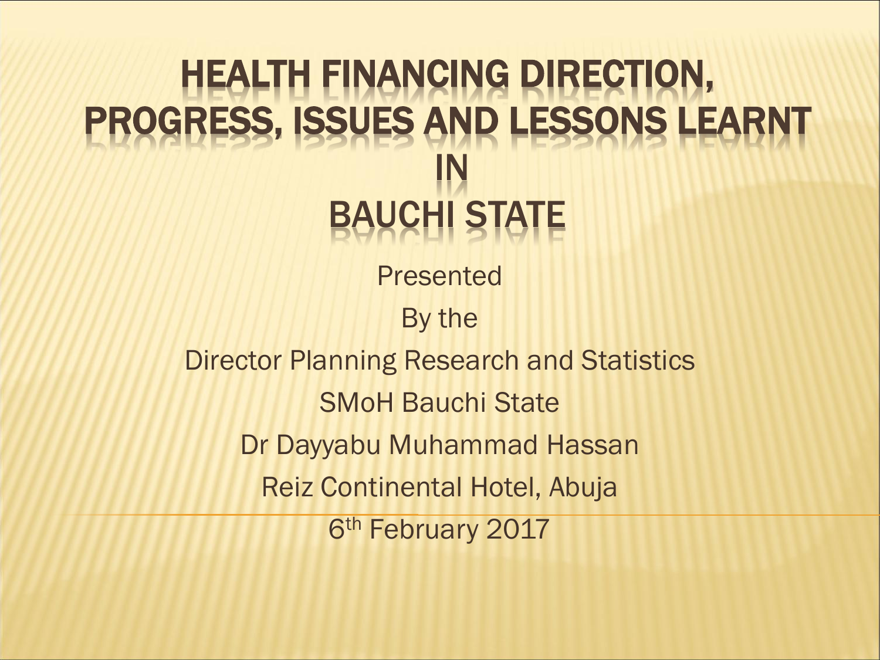# HEALTH FINANCING DIRECTION, PROGRESS, ISSUES AND LESSONS LEARNT IN BAUCHI STATE

Presented

By the

Director Planning Research and Statistics

SMoH Bauchi State

Dr Dayyabu Muhammad Hassan

Reiz Continental Hotel, Abuja

6th February 2017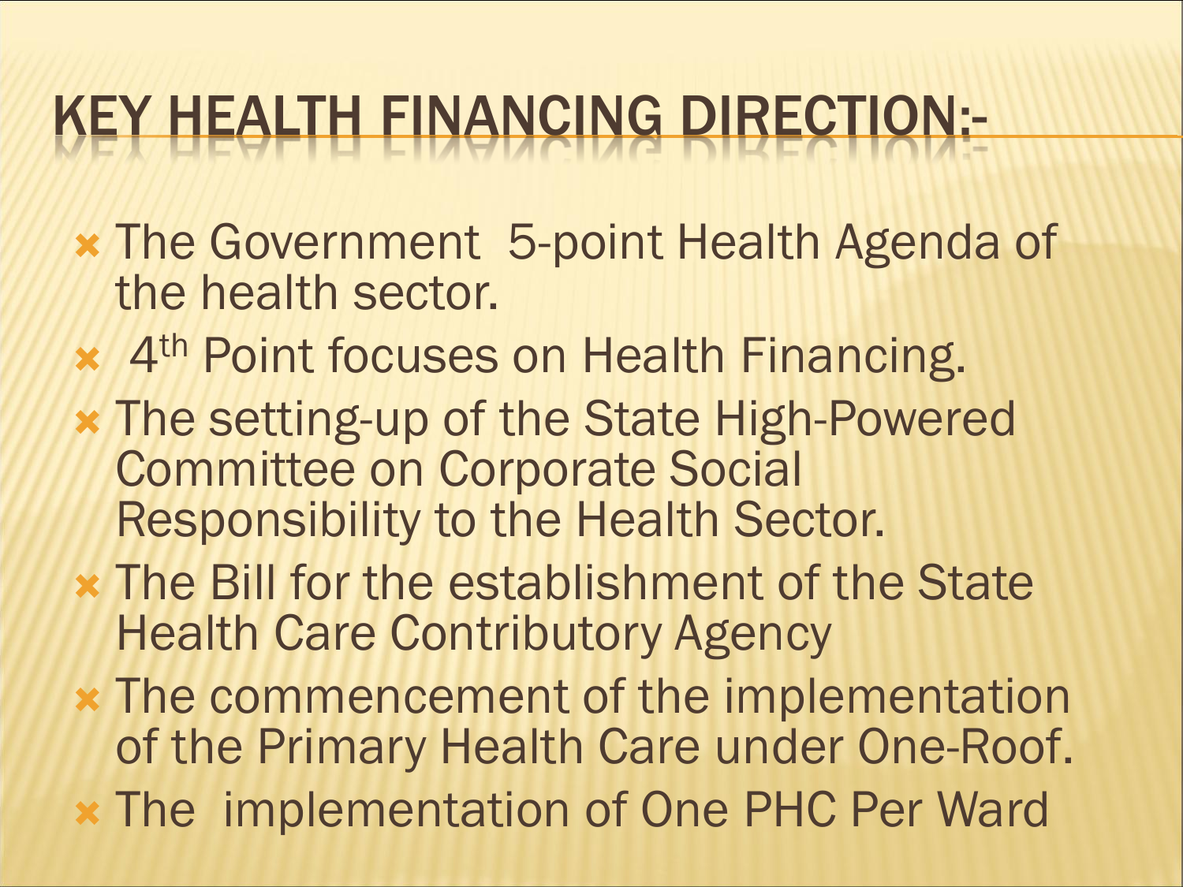# KEY HEALTH FINANCING DIRECTION:-

- The Government 5-point Health Agenda of the health sector.
- 4th Point focuses on Health Financing.
- The setting-up of the State High-Powered Committee on Corporate Social Responsibility to the Health Sector.
- The Bill for the establishment of the State Health Care Contributory Agency
- The commencement of the implementation of the Primary Health Care under One-Roof.
- The implementation of One PHC Per Ward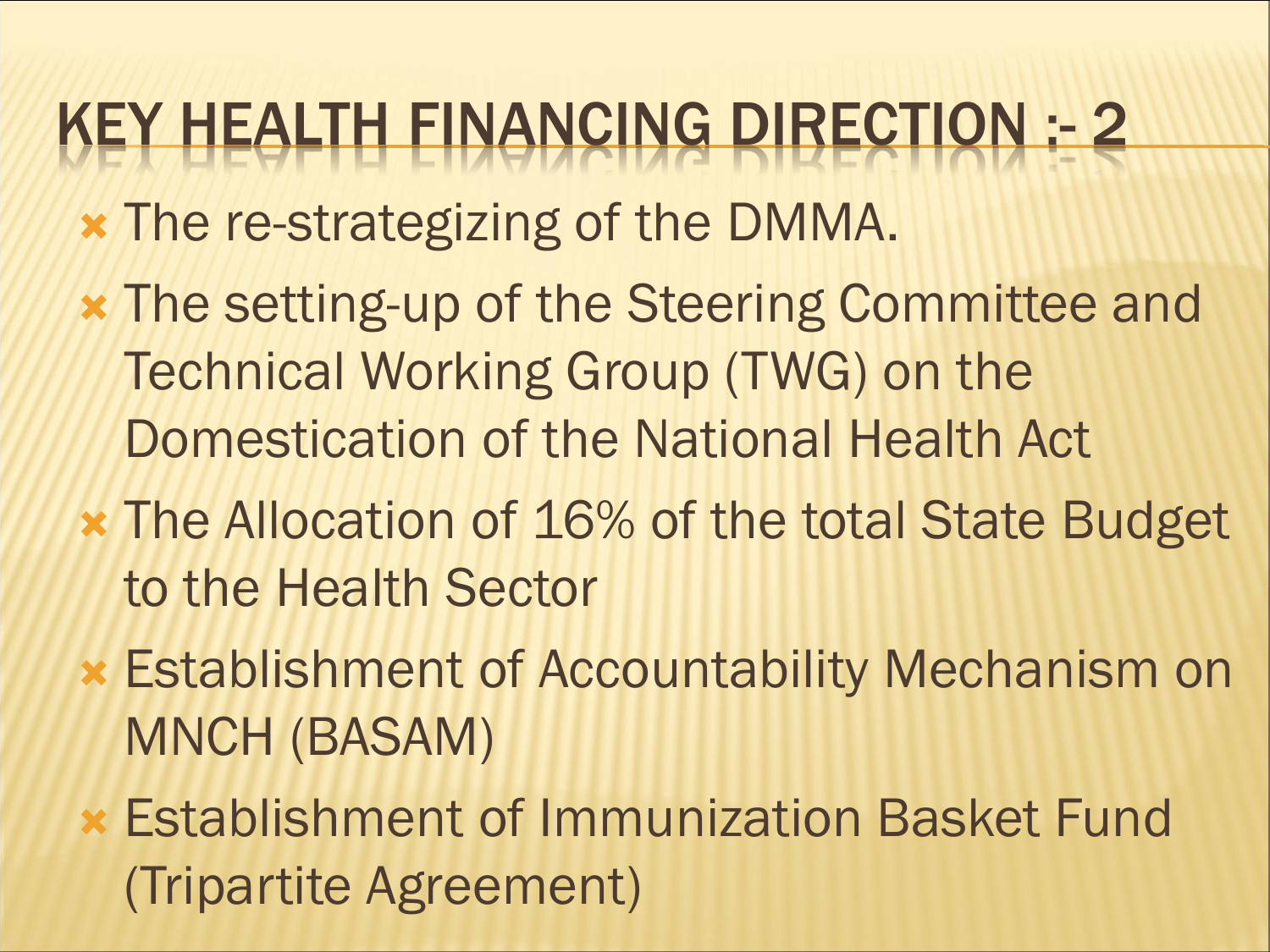# KEY HEALTH FINANCING DIRECTION :- 2

- The re-strategizing of the DMMA.
- The setting-up of the Steering Committee and Technical Working Group (TWG) on the Domestication of the National Health Act
- The Allocation of 16% of the total State Budget to the Health Sector
- Establishment of Accountability Mechanism on MNCH (BASAM)
- Establishment of Immunization Basket Fund (Tripartite Agreement)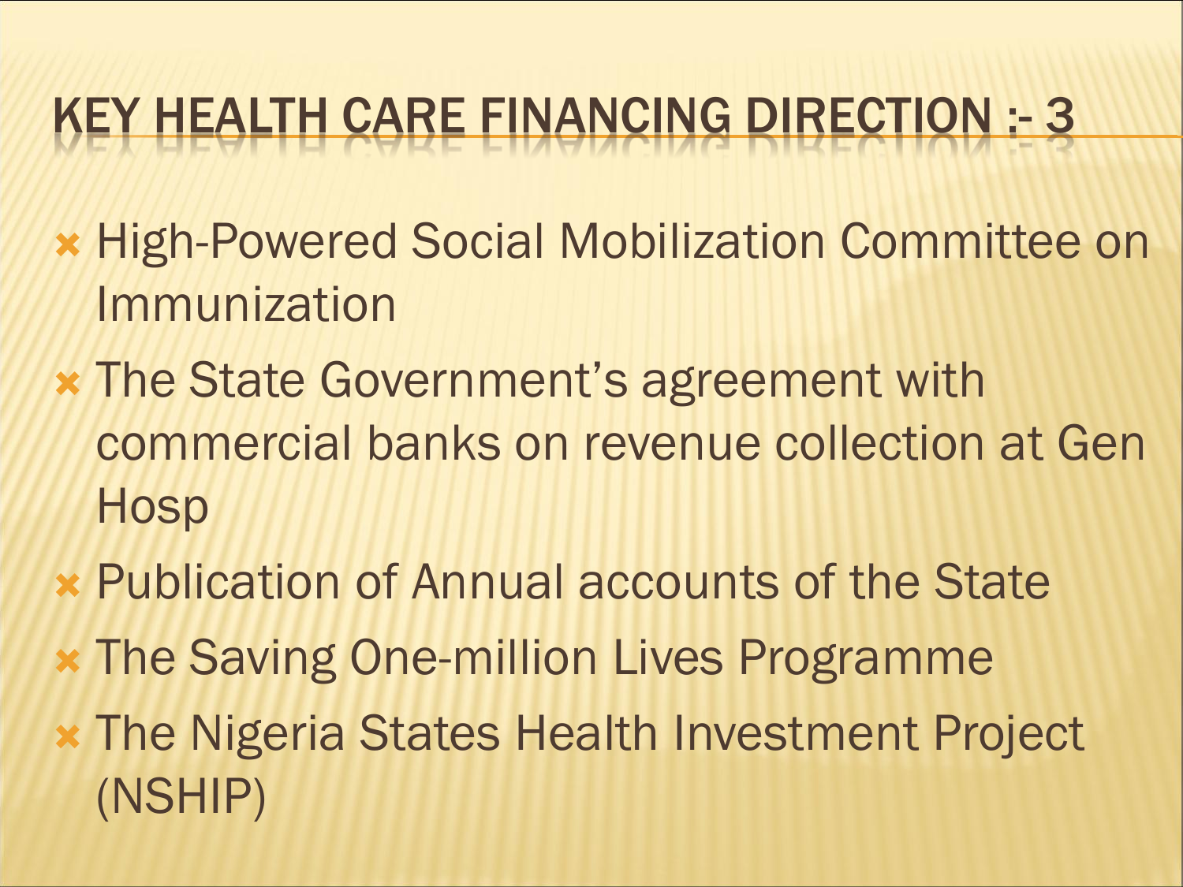# KEY HEALTH CARE FINANCING DIRECTION :- 3

- High-Powered Social Mobilization Committee on Immunization
- The State Government's agreement with commercial banks on revenue collection at Gen Hosp
- Publication of Annual accounts of the State
- The Saving One-million Lives Programme
- The Nigeria States Health Investment Project (NSHIP)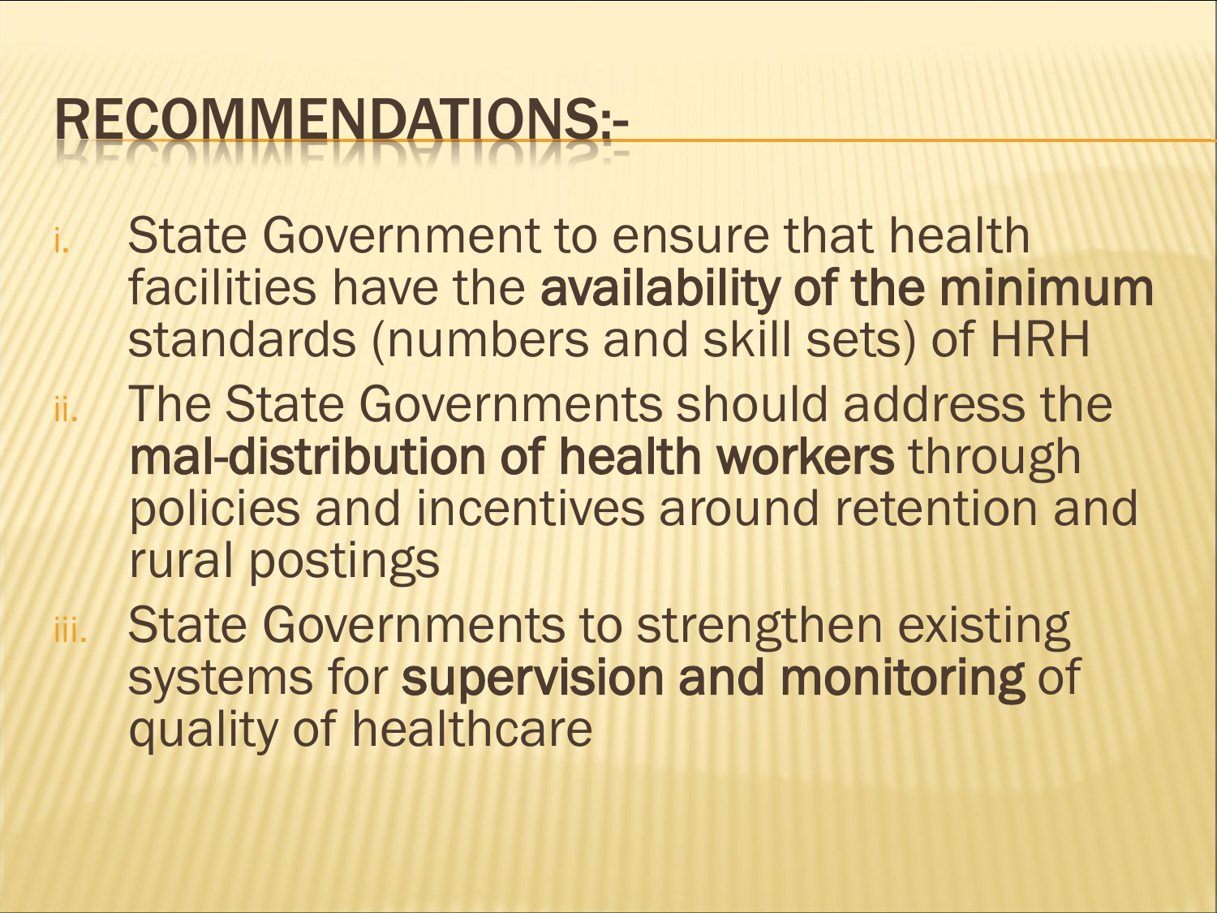# RECOMMENDATIONS:-

i. State Government to ensure that health facilities have the **availability of the minimum** standards (numbers and skill sets) of HRH

ii. The State Governments should address the **mal-distribution of health workers** through policies and incentives around retention and rural postings

iii. State Governments to strengthen existing systems for **supervision and monitoring** of quality of healthcare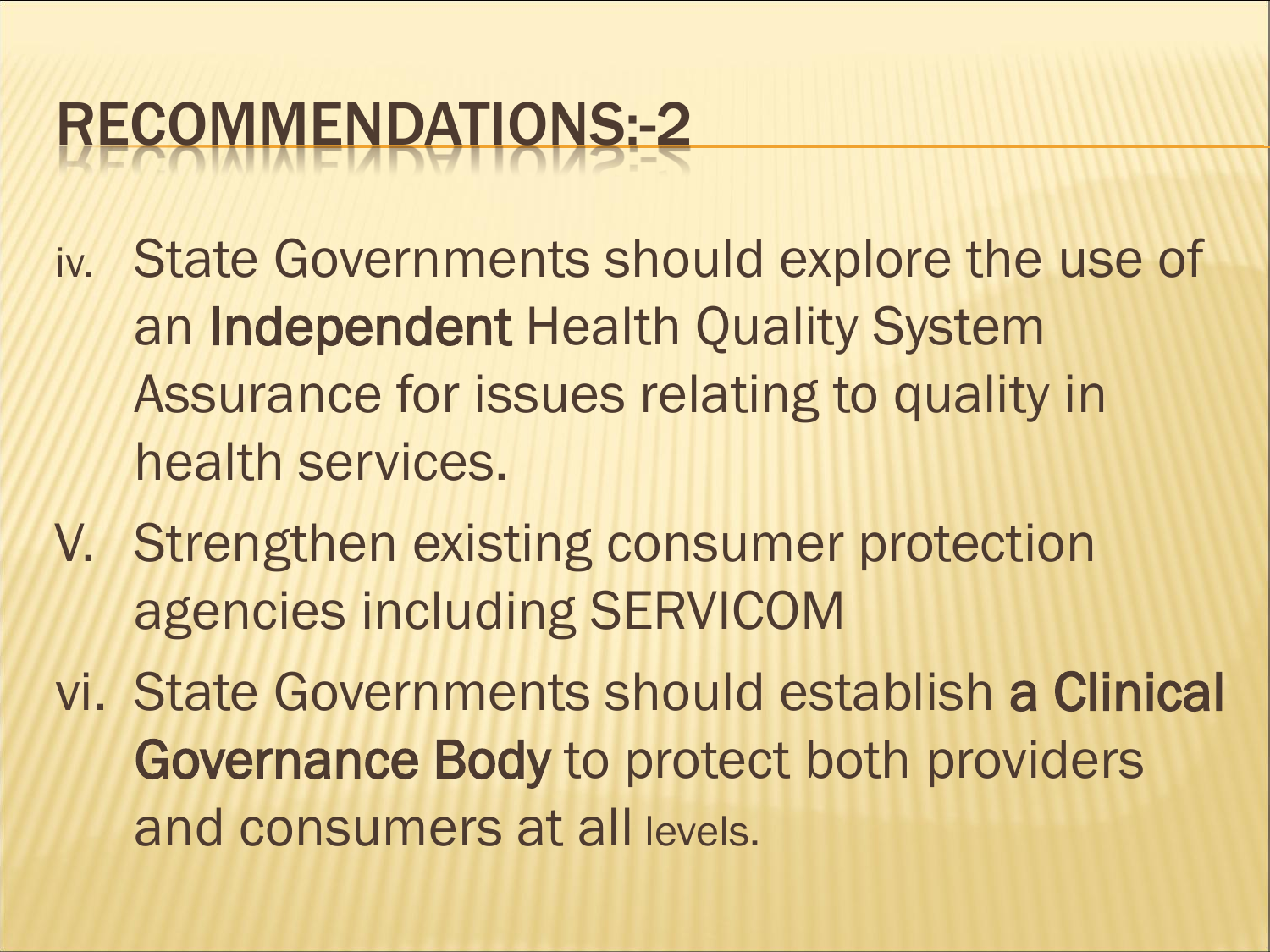# RECOMMENDATIONS:-2

iv. State Governments should explore the use of an **Independent** Health Quality System Assurance for issues relating to quality in health services.

V. Strengthen existing consumer protection agencies including SERVICOM

vi. State Governments should establish **a Clinical Governance Body** to protect both providers and consumers at all levels.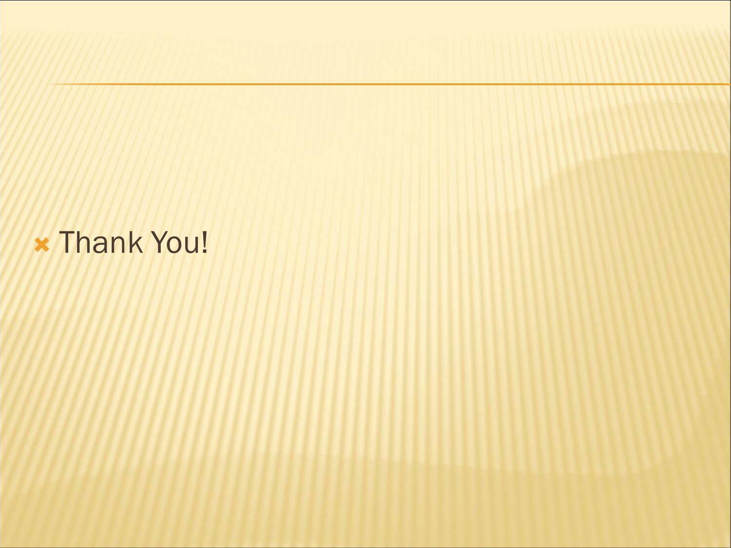- Thank You!